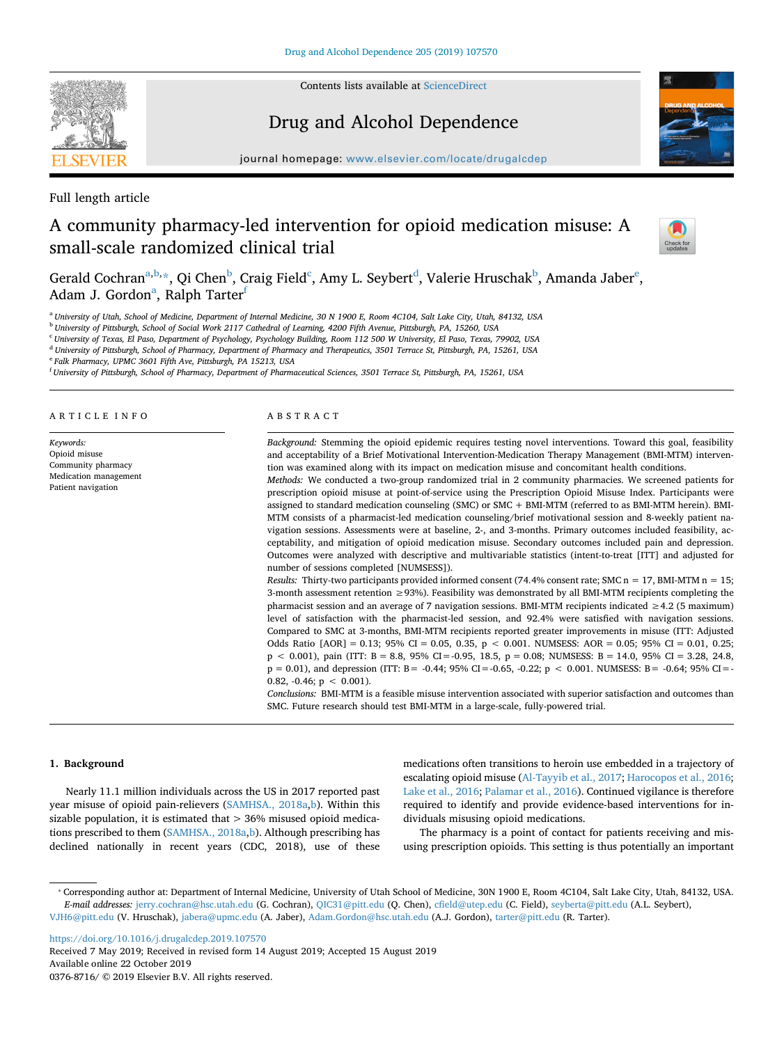Full length article

# A community pharmacy-led intervention for opioid medication misuse: A small-scale randomized clinical trial

Gerald Cochran[a,b,*], Qi Chen[b], Craig Field[c], Amy L. Seybert[d], Valerie Hruschak[b], Amanda Jaber[e], Adam J. Gordon[a], Ralph Tarter[f]

[a] University of Utah, School of Medicine, Department of Internal Medicine, 30 N 1900 E, Room 4C104, Salt Lake City, Utah, 84132, USA
[b] University of Pittsburgh, School of Social Work 2117 Cathedral of Learning, 4200 Fifth Avenue, Pittsburgh, PA, 15260, USA
[c] University of Texas, El Paso, Department of Psychology, Psychology Building, Room 112 500 W University, El Paso, Texas, 79902, USA
[d] University of Pittsburgh, School of Pharmacy, Department of Pharmacy and Therapeutics, 3501 Terrace St, Pittsburgh, PA, 15261, USA
[e] Falk Pharmacy, UPMC 3601 Fifth Ave, Pittsburgh, PA 15213, USA
[f] University of Pittsburgh, School of Pharmacy, Department of Pharmaceutical Sciences, 3501 Terrace St, Pittsburgh, PA, 15261, USA

## ARTICLE INFO

*Keywords:*
Opioid misuse
Community pharmacy
Medication management
Patient navigation

## ABSTRACT

*Background:* Stemming the opioid epidemic requires testing novel interventions. Toward this goal, feasibility and acceptability of a Brief Motivational Intervention-Medication Therapy Management (BMI-MTM) intervention was examined along with its impact on medication misuse and concomitant health conditions.

*Methods:* We conducted a two-group randomized trial in 2 community pharmacies. We screened patients for prescription opioid misuse at point-of-service using the Prescription Opioid Misuse Index. Participants were assigned to standard medication counseling (SMC) or SMC + BMI-MTM (referred to as BMI-MTM herein). BMI-MTM consists of a pharmacist-led medication counseling/brief motivational session and 8-weekly patient navigation sessions. Assessments were at baseline, 2-, and 3-months. Primary outcomes included feasibility, acceptability, and mitigation of opioid medication misuse. Secondary outcomes included pain and depression. Outcomes were analyzed with descriptive and multivariable statistics (intent-to-treat [ITT] and adjusted for number of sessions completed [NUMSESS]).

*Results:* Thirty-two participants provided informed consent (74.4% consent rate; SMC n = 17, BMI-MTM n = 15; 3-month assessment retention ≥93%). Feasibility was demonstrated by all BMI-MTM recipients completing the pharmacist session and an average of 7 navigation sessions. BMI-MTM recipients indicated ≥4.2 (5 maximum) level of satisfaction with the pharmacist-led session, and 92.4% were satisfied with navigation sessions. Compared to SMC at 3-months, BMI-MTM recipients reported greater improvements in misuse (ITT: Adjusted Odds Ratio [AOR] = 0.13; 95% CI = 0.05, 0.35, $p < 0.001$. NUMSESS: AOR = 0.05; 95% CI = 0.01, 0.25; $p < 0.001$), pain (ITT: B = 8.8, 95% CI = -0.95, 18.5, p = 0.08; NUMSESS: B = 14.0, 95% CI = 3.28, 24.8, p = 0.01), and depression (ITT: B = -0.44; 95% CI = -0.65, -0.22; $p < 0.001$. NUMSESS: B = -0.64; 95% CI = -0.82, -0.46; $p < 0.001$).

*Conclusions:* BMI-MTM is a feasible misuse intervention associated with superior satisfaction and outcomes than SMC. Future research should test BMI-MTM in a large-scale, fully-powered trial.

## 1. Background

Nearly 11.1 million individuals across the US in 2017 reported past year misuse of opioid pain-relievers (SAMHSA., 2018a,b). Within this sizable population, it is estimated that > 36% misused opioid medications prescribed to them (SAMHSA., 2018a,b). Although prescribing has declined nationally in recent years (CDC, 2018), use of these medications often transitions to heroin use embedded in a trajectory of escalating opioid misuse (Al-Tayyib et al., 2017; Harocopos et al., 2016; Lake et al., 2016; Palamar et al., 2016). Continued vigilance is therefore required to identify and provide evidence-based interventions for individuals misusing opioid medications.

The pharmacy is a point of contact for patients receiving and misusing prescription opioids. This setting is thus potentially an important

---

* Corresponding author at: Department of Internal Medicine, University of Utah School of Medicine, 30N 1900 E, Room 4C104, Salt Lake City, Utah, 84132, USA.
*E-mail addresses:* jerry.cochran@hsc.utah.edu (G. Cochran), QIC31@pitt.edu (Q. Chen), cfield@utep.edu (C. Field), seyberta@pitt.edu (A.L. Seybert), VJH6@pitt.edu (V. Hruschak), jabera@upmc.edu (A. Jaber), Adam.Gordon@hsc.utah.edu (A.J. Gordon), tarter@pitt.edu (R. Tarter).

https://doi.org/10.1016/j.drugalcdep.2019.107570
Received 7 May 2019; Received in revised form 14 August 2019; Accepted 15 August 2019
Available online 22 October 2019
0376-8716/ © 2019 Elsevier B.V. All rights reserved.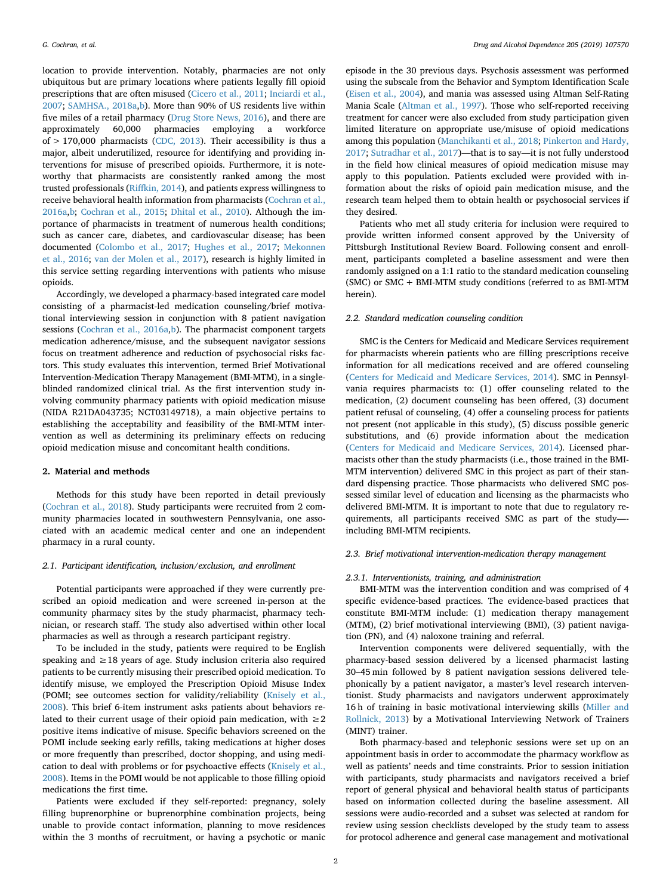location to provide intervention. Notably, pharmacies are not only ubiquitous but are primary locations where patients legally fill opioid prescriptions that are often misused (Cicero et al., 2011; Inciardi et al., 2007; SAMHSA., 2018a,b). More than 90% of US residents live within five miles of a retail pharmacy (Drug Store News, 2016), and there are approximately 60,000 pharmacies employing a workforce of > 170,000 pharmacists (CDC, 2013). Their accessibility is thus a major, albeit underutilized, resource for identifying and providing interventions for misuse of prescribed opioids. Furthermore, it is noteworthy that pharmacists are consistently ranked among the most trusted professionals (Riffkin, 2014), and patients express willingness to receive behavioral health information from pharmacists (Cochran et al., 2016a,b; Cochran et al., 2015; Dhital et al., 2010). Although the importance of pharmacists in treatment of numerous health conditions; such as cancer care, diabetes, and cardiovascular disease; has been documented (Colombo et al., 2017; Hughes et al., 2017; Mekonnen et al., 2016; van der Molen et al., 2017), research is highly limited in this service setting regarding interventions with patients who misuse opioids.

Accordingly, we developed a pharmacy-based integrated care model consisting of a pharmacist-led medication counseling/brief motivational interviewing session in conjunction with 8 patient navigation sessions (Cochran et al., 2016a,b). The pharmacist component targets medication adherence/misuse, and the subsequent navigator sessions focus on treatment adherence and reduction of psychosocial risks factors. This study evaluates this intervention, termed Brief Motivational Intervention-Medication Therapy Management (BMI-MTM), in a single-blinded randomized clinical trial. As the first intervention study involving community pharmacy patients with opioid medication misuse (NIDA R21DA043735; NCT03149718), a main objective pertains to establishing the acceptability and feasibility of the BMI-MTM intervention as well as determining its preliminary effects on reducing opioid medication misuse and concomitant health conditions.

## 2. Material and methods

Methods for this study have been reported in detail previously (Cochran et al., 2018). Study participants were recruited from 2 community pharmacies located in southwestern Pennsylvania, one associated with an academic medical center and one an independent pharmacy in a rural county.

### 2.1. Participant identification, inclusion/exclusion, and enrollment

Potential participants were approached if they were currently prescribed an opioid medication and were screened in-person at the community pharmacy sites by the study pharmacist, pharmacy technician, or research staff. The study also advertised within other local pharmacies as well as through a research participant registry.

To be included in the study, patients were required to be English speaking and ≥18 years of age. Study inclusion criteria also required patients to be currently misusing their prescribed opioid medication. To identify misuse, we employed the Prescription Opioid Misuse Index (POMI; see outcomes section for validity/reliability (Knisely et al., 2008). This brief 6-item instrument asks patients about behaviors related to their current usage of their opioid pain medication, with ≥2 positive items indicative of misuse. Specific behaviors screened on the POMI include seeking early refills, taking medications at higher doses or more frequently than prescribed, doctor shopping, and using medication to deal with problems or for psychoactive effects (Knisely et al., 2008). Items in the POMI would be not applicable to those filling opioid medications the first time.

Patients were excluded if they self-reported: pregnancy, solely filling buprenorphine or buprenorphine combination projects, being unable to provide contact information, planning to move residences within the 3 months of recruitment, or having a psychotic or manic episode in the 30 previous days. Psychosis assessment was performed using the subscale from the Behavior and Symptom Identification Scale (Eisen et al., 2004), and mania was assessed using Altman Self-Rating Mania Scale (Altman et al., 1997). Those who self-reported receiving treatment for cancer were also excluded from study participation given limited literature on appropriate use/misuse of opioid medications among this population (Manchikanti et al., 2018; Pinkerton and Hardy, 2017; Sutradhar et al., 2017)—that is to say—it is not fully understood in the field how clinical measures of opioid medication misuse may apply to this population. Patients excluded were provided with information about the risks of opioid pain medication misuse, and the research team helped them to obtain health or psychosocial services if they desired.

Patients who met all study criteria for inclusion were required to provide written informed consent approved by the University of Pittsburgh Institutional Review Board. Following consent and enrollment, participants completed a baseline assessment and were then randomly assigned on a 1:1 ratio to the standard medication counseling (SMC) or SMC + BMI-MTM study conditions (referred to as BMI-MTM herein).

### 2.2. Standard medication counseling condition

SMC is the Centers for Medicaid and Medicare Services requirement for pharmacists wherein patients who are filling prescriptions receive information for all medications received and are offered counseling (Centers for Medicaid and Medicare Services, 2014). SMC in Pennsylvania requires pharmacists to: (1) offer counseling related to the medication, (2) document counseling has been offered, (3) document patient refusal of counseling, (4) offer a counseling process for patients not present (not applicable in this study), (5) discuss possible generic substitutions, and (6) provide information about the medication (Centers for Medicaid and Medicare Services, 2014). Licensed pharmacists other than the study pharmacists (i.e., those trained in the BMI-MTM intervention) delivered SMC in this project as part of their standard dispensing practice. Those pharmacists who delivered SMC possessed similar level of education and licensing as the pharmacists who delivered BMI-MTM. It is important to note that due to regulatory requirements, all participants received SMC as part of the study—-including BMI-MTM recipients.

### 2.3. Brief motivational intervention-medication therapy management

#### 2.3.1. Interventionists, training, and administration

BMI-MTM was the intervention condition and was comprised of 4 specific evidence-based practices. The evidence-based practices that constitute BMI-MTM include: (1) medication therapy management (MTM), (2) brief motivational interviewing (BMI), (3) patient navigation (PN), and (4) naloxone training and referral.

Intervention components were delivered sequentially, with the pharmacy-based session delivered by a licensed pharmacist lasting 30–45 min followed by 8 patient navigation sessions delivered telephonically by a patient navigator, a master's level research interventionist. Study pharmacists and navigators underwent approximately 16 h of training in basic motivational interviewing skills (Miller and Rollnick, 2013) by a Motivational Interviewing Network of Trainers (MINT) trainer.

Both pharmacy-based and telephonic sessions were set up on an appointment basis in order to accommodate the pharmacy workflow as well as patients' needs and time constraints. Prior to session initiation with participants, study pharmacists and navigators received a brief report of general physical and behavioral health status of participants based on information collected during the baseline assessment. All sessions were audio-recorded and a subset was selected at random for review using session checklists developed by the study team to assess for protocol adherence and general case management and motivational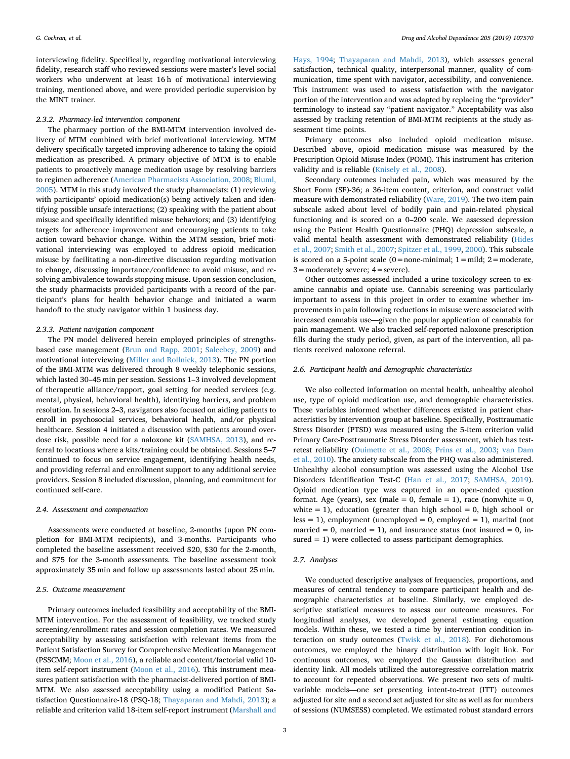interviewing fidelity. Specifically, regarding motivational interviewing fidelity, research staff who reviewed sessions were master's level social workers who underwent at least 16 h of motivational interviewing training, mentioned above, and were provided periodic supervision by the MINT trainer.

#### 2.3.2. Pharmacy-led intervention component

The pharmacy portion of the BMI-MTM intervention involved delivery of MTM combined with brief motivational interviewing. MTM delivery specifically targeted improving adherence to taking the opioid medication as prescribed. A primary objective of MTM is to enable patients to proactively manage medication usage by resolving barriers to regimen adherence (American Pharmacists Association, 2008; Bluml, 2005). MTM in this study involved the study pharmacists: (1) reviewing with participants' opioid medication(s) being actively taken and identifying possible unsafe interactions; (2) speaking with the patient about misuse and specifically identified misuse behaviors; and (3) identifying targets for adherence improvement and encouraging patients to take action toward behavior change. Within the MTM session, brief motivational interviewing was employed to address opioid medication misuse by facilitating a non-directive discussion regarding motivation to change, discussing importance/confidence to avoid misuse, and resolving ambivalence towards stopping misuse. Upon session conclusion, the study pharmacists provided participants with a record of the participant's plans for health behavior change and initiated a warm handoff to the study navigator within 1 business day.

#### 2.3.3. Patient navigation component

The PN model delivered herein employed principles of strengths-based case management (Brun and Rapp, 2001; Saleebey, 2009) and motivational interviewing (Miller and Rollnick, 2013). The PN portion of the BMI-MTM was delivered through 8 weekly telephonic sessions, which lasted 30–45 min per session. Sessions 1–3 involved development of therapeutic alliance/rapport, goal setting for needed services (e.g. mental, physical, behavioral health), identifying barriers, and problem resolution. In sessions 2–3, navigators also focused on aiding patients to enroll in psychosocial services, behavioral health, and/or physical healthcare. Session 4 initiated a discussion with patients around overdose risk, possible need for a naloxone kit (SAMHSA, 2013), and referral to locations where a kits/training could be obtained. Sessions 5–7 continued to focus on service engagement, identifying health needs, and providing referral and enrollment support to any additional service providers. Session 8 included discussion, planning, and commitment for continued self-care.

### 2.4. Assessment and compensation

Assessments were conducted at baseline, 2-months (upon PN completion for BMI-MTM recipients), and 3-months. Participants who completed the baseline assessment received $20, $30 for the 2-month, and $75 for the 3-month assessments. The baseline assessment took approximately 35 min and follow up assessments lasted about 25 min.

### 2.5. Outcome measurement

Primary outcomes included feasibility and acceptability of the BMI-MTM intervention. For the assessment of feasibility, we tracked study screening/enrollment rates and session completion rates. We measured acceptability by assessing satisfaction with relevant items from the Patient Satisfaction Survey for Comprehensive Medication Management (PSSCMM; Moon et al., 2016), a reliable and content/factorial valid 10-item self-report instrument (Moon et al., 2016). This instrument measures patient satisfaction with the pharmacist-delivered portion of BMI-MTM. We also assessed acceptability using a modified Patient Satisfaction Questionnaire-18 (PSQ-18; Thayaparan and Mahdi, 2013); a reliable and criterion valid 18-item self-report instrument (Marshall and Hays, 1994; Thayaparan and Mahdi, 2013), which assesses general satisfaction, technical quality, interpersonal manner, quality of communication, time spent with navigator, accessibility, and convenience. This instrument was used to assess satisfaction with the navigator portion of the intervention and was adapted by replacing the "provider" terminology to instead say "patient navigator." Acceptability was also assessed by tracking retention of BMI-MTM recipients at the study assessment time points.

Primary outcomes also included opioid medication misuse. Described above, opioid medication misuse was measured by the Prescription Opioid Misuse Index (POMI). This instrument has criterion validity and is reliable (Knisely et al., 2008).

Secondary outcomes included pain, which was measured by the Short Form (SF)-36; a 36-item content, criterion, and construct valid measure with demonstrated reliability (Ware, 2019). The two-item pain subscale asked about level of bodily pain and pain-related physical functioning and is scored on a 0–200 scale. We assessed depression using the Patient Health Questionnaire (PHQ) depression subscale, a valid mental health assessment with demonstrated reliability (Hides et al., 2007; Smith et al., 2007; Spitzer et al., 1999, 2000). This subscale is scored on a 5-point scale (0 = none-minimal; 1 = mild; 2 = moderate, 3 = moderately severe; 4 = severe).

Other outcomes assessed included a urine toxicology screen to examine cannabis and opiate use. Cannabis screening was particularly important to assess in this project in order to examine whether improvements in pain following reductions in misuse were associated with increased cannabis use—given the popular application of cannabis for pain management. We also tracked self-reported naloxone prescription fills during the study period, given, as part of the intervention, all patients received naloxone referral.

### 2.6. Participant health and demographic characteristics

We also collected information on mental health, unhealthy alcohol use, type of opioid medication use, and demographic characteristics. These variables informed whether differences existed in patient characteristics by intervention group at baseline. Specifically, Posttraumatic Stress Disorder (PTSD) was measured using the 5-item criterion valid Primary Care-Posttraumatic Stress Disorder assessment, which has test-retest reliability (Ouimette et al., 2008; Prins et al., 2003; van Dam et al., 2010). The anxiety subscale from the PHQ was also administered. Unhealthy alcohol consumption was assessed using the Alcohol Use Disorders Identification Test-C (Han et al., 2017; SAMHSA, 2019). Opioid medication type was captured in an open-ended question format. Age (years), sex (male = 0, female = 1), race (nonwhite = 0, white = 1), education (greater than high school = 0, high school or less = 1), employment (unemployed = 0, employed = 1), marital (not married = 0, married = 1), and insurance status (not insured = 0, insured = 1) were collected to assess participant demographics.

### 2.7. Analyses

We conducted descriptive analyses of frequencies, proportions, and measures of central tendency to compare participant health and demographic characteristics at baseline. Similarly, we employed descriptive statistical measures to assess our outcome measures. For longitudinal analyses, we developed general estimating equation models. Within these, we tested a time by intervention condition interaction on study outcomes (Twisk et al., 2018). For dichotomous outcomes, we employed the binary distribution with logit link. For continuous outcomes, we employed the Gaussian distribution and identity link. All models utilized the autoregressive correlation matrix to account for repeated observations. We present two sets of multivariable models—one set presenting intent-to-treat (ITT) outcomes adjusted for site and a second set adjusted for site as well as for numbers of sessions (NUMSESS) completed. We estimated robust standard errors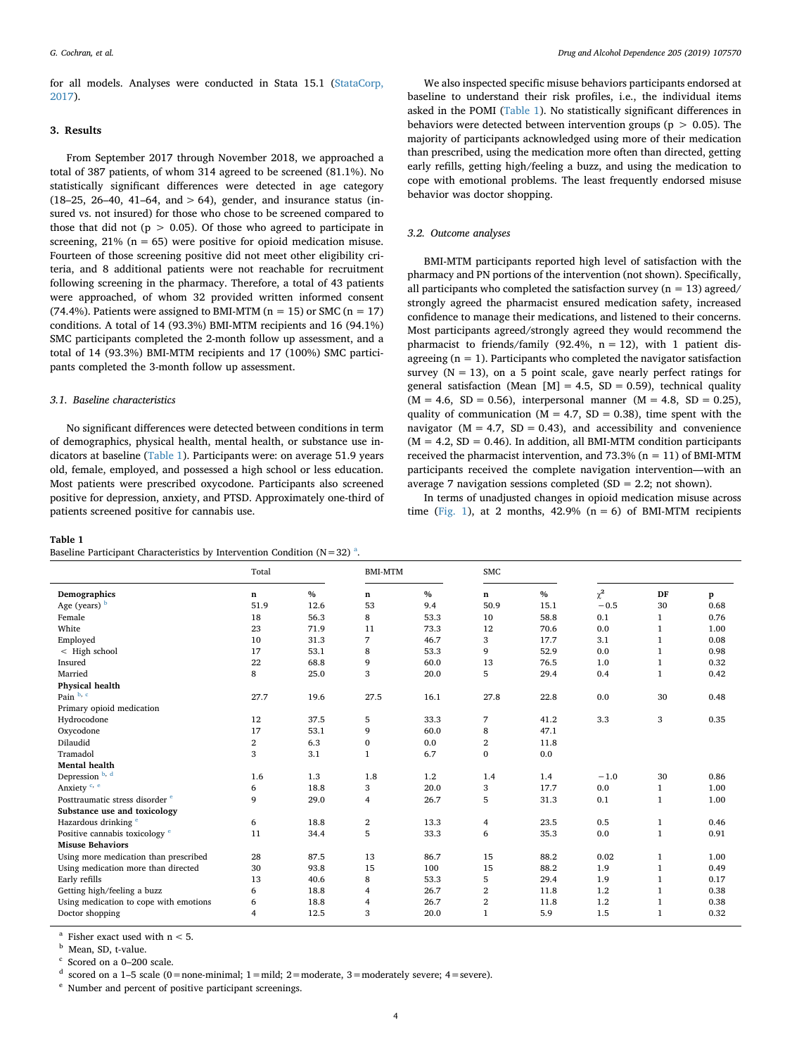for all models. Analyses were conducted in Stata 15.1 (StataCorp, 2017).

## 3. Results

From September 2017 through November 2018, we approached a total of 387 patients, of whom 314 agreed to be screened (81.1%). No statistically significant differences were detected in age category (18–25, 26–40, 41–64, and > 64), gender, and insurance status (insured vs. not insured) for those who chose to be screened compared to those that did not ($p > 0.05$). Of those who agreed to participate in screening, 21% (n = 65) were positive for opioid medication misuse. Fourteen of those screening positive did not meet other eligibility criteria, and 8 additional patients were not reachable for recruitment following screening in the pharmacy. Therefore, a total of 43 patients were approached, of whom 32 provided written informed consent (74.4%). Patients were assigned to BMI-MTM (n = 15) or SMC (n = 17) conditions. A total of 14 (93.3%) BMI-MTM recipients and 16 (94.1%) SMC participants completed the 2-month follow up assessment, and a total of 14 (93.3%) BMI-MTM recipients and 17 (100%) SMC participants completed the 3-month follow up assessment.

### 3.1. Baseline characteristics

No significant differences were detected between conditions in term of demographics, physical health, mental health, or substance use indicators at baseline (Table 1). Participants were: on average 51.9 years old, female, employed, and possessed a high school or less education. Most patients were prescribed oxycodone. Participants also screened positive for depression, anxiety, and PTSD. Approximately one-third of patients screened positive for cannabis use.

We also inspected specific misuse behaviors participants endorsed at baseline to understand their risk profiles, i.e., the individual items asked in the POMI (Table 1). No statistically significant differences in behaviors were detected between intervention groups ($p > 0.05$). The majority of participants acknowledged using more of their medication than prescribed, using the medication more often than directed, getting early refills, getting high/feeling a buzz, and using the medication to cope with emotional problems. The least frequently endorsed misuse behavior was doctor shopping.

### 3.2. Outcome analyses

BMI-MTM participants reported high level of satisfaction with the pharmacy and PN portions of the intervention (not shown). Specifically, all participants who completed the satisfaction survey (n = 13) agreed/strongly agreed the pharmacist ensured medication safety, increased confidence to manage their medications, and listened to their concerns. Most participants agreed/strongly agreed they would recommend the pharmacist to friends/family (92.4%, n = 12), with 1 patient disagreeing (n = 1). Participants who completed the navigator satisfaction survey (N = 13), on a 5 point scale, gave nearly perfect ratings for general satisfaction (Mean [M] = 4.5, SD = 0.59), technical quality (M = 4.6, SD = 0.56), interpersonal manner (M = 4.8, SD = 0.25), quality of communication (M = 4.7, SD = 0.38), time spent with the navigator (M = 4.7, SD = 0.43), and accessibility and convenience (M = 4.2, SD = 0.46). In addition, all BMI-MTM condition participants received the pharmacist intervention, and 73.3% (n = 11) of BMI-MTM participants received the complete navigation intervention—with an average 7 navigation sessions completed (SD = 2.2; not shown).

In terms of unadjusted changes in opioid medication misuse across time (Fig. 1), at 2 months, 42.9% (n = 6) of BMI-MTM recipients

**Table 1**
Baseline Participant Characteristics by Intervention Condition (N = 32) [a].

| | Total | | BMI-MTM | | SMC | | | | |
|---|---|---|---|---|---|---|---|---|---|
| | n | % | n | % | n | % | $\chi^2$ | DF | p |
| **Demographics** | | | | | | | | | |
| Age (years) [b] | 51.9 | 12.6 | 53 | 9.4 | 50.9 | 15.1 | −0.5 | 30 | 0.68 |
| Female | 18 | 56.3 | 8 | 53.3 | 10 | 58.8 | 0.1 | 1 | 0.76 |
| White | 23 | 71.9 | 11 | 73.3 | 12 | 70.6 | 0.0 | 1 | 1.00 |
| Employed | 10 | 31.3 | 7 | 46.7 | 3 | 17.7 | 3.1 | 1 | 0.08 |
| < High school | 17 | 53.1 | 8 | 53.3 | 9 | 52.9 | 0.0 | 1 | 0.98 |
| Insured | 22 | 68.8 | 9 | 60.0 | 13 | 76.5 | 1.0 | 1 | 0.32 |
| Married | 8 | 25.0 | 3 | 20.0 | 5 | 29.4 | 0.4 | 1 | 0.42 |
| **Physical health** | | | | | | | | | |
| Pain [b, c] | 27.7 | 19.6 | 27.5 | 16.1 | 27.8 | 22.8 | 0.0 | 30 | 0.48 |
| Primary opioid medication | | | | | | | | | |
| Hydrocodone | 12 | 37.5 | 5 | 33.3 | 7 | 41.2 | 3.3 | 3 | 0.35 |
| Oxycodone | 17 | 53.1 | 9 | 60.0 | 8 | 47.1 | | | |
| Dilaudid | 2 | 6.3 | 0 | 0.0 | 2 | 11.8 | | | |
| Tramadol | 3 | 3.1 | 1 | 6.7 | 0 | 0.0 | | | |
| **Mental health** | | | | | | | | | |
| Depression [b, d] | 1.6 | 1.3 | 1.8 | 1.2 | 1.4 | 1.4 | −1.0 | 30 | 0.86 |
| Anxiety [c, e] | 6 | 18.8 | 3 | 20.0 | 3 | 17.7 | 0.0 | 1 | 1.00 |
| Posttraumatic stress disorder [e] | 9 | 29.0 | 4 | 26.7 | 5 | 31.3 | 0.1 | 1 | 1.00 |
| **Substance use and toxicology** | | | | | | | | | |
| Hazardous drinking [e] | 6 | 18.8 | 2 | 13.3 | 4 | 23.5 | 0.5 | 1 | 0.46 |
| Positive cannabis toxicology [e] | 11 | 34.4 | 5 | 33.3 | 6 | 35.3 | 0.0 | 1 | 0.91 |
| **Misuse Behaviors** | | | | | | | | | |
| Using more medication than prescribed | 28 | 87.5 | 13 | 86.7 | 15 | 88.2 | 0.02 | 1 | 1.00 |
| Using medication more than directed | 30 | 93.8 | 15 | 100 | 15 | 88.2 | 1.9 | 1 | 0.49 |
| Early refills | 13 | 40.6 | 8 | 53.3 | 5 | 29.4 | 1.9 | 1 | 0.17 |
| Getting high/feeling a buzz | 6 | 18.8 | 4 | 26.7 | 2 | 11.8 | 1.2 | 1 | 0.38 |
| Using medication to cope with emotions | 6 | 18.8 | 4 | 26.7 | 2 | 11.8 | 1.2 | 1 | 0.38 |
| Doctor shopping | 4 | 12.5 | 3 | 20.0 | 1 | 5.9 | 1.5 | 1 | 0.32 |

[a] Fisher exact used with n < 5.
[b] Mean, SD, t-value.
[c] Scored on a 0–200 scale.
[d] scored on a 1–5 scale (0 = none-minimal; 1 = mild; 2 = moderate, 3 = moderately severe; 4 = severe).
[e] Number and percent of positive participant screenings.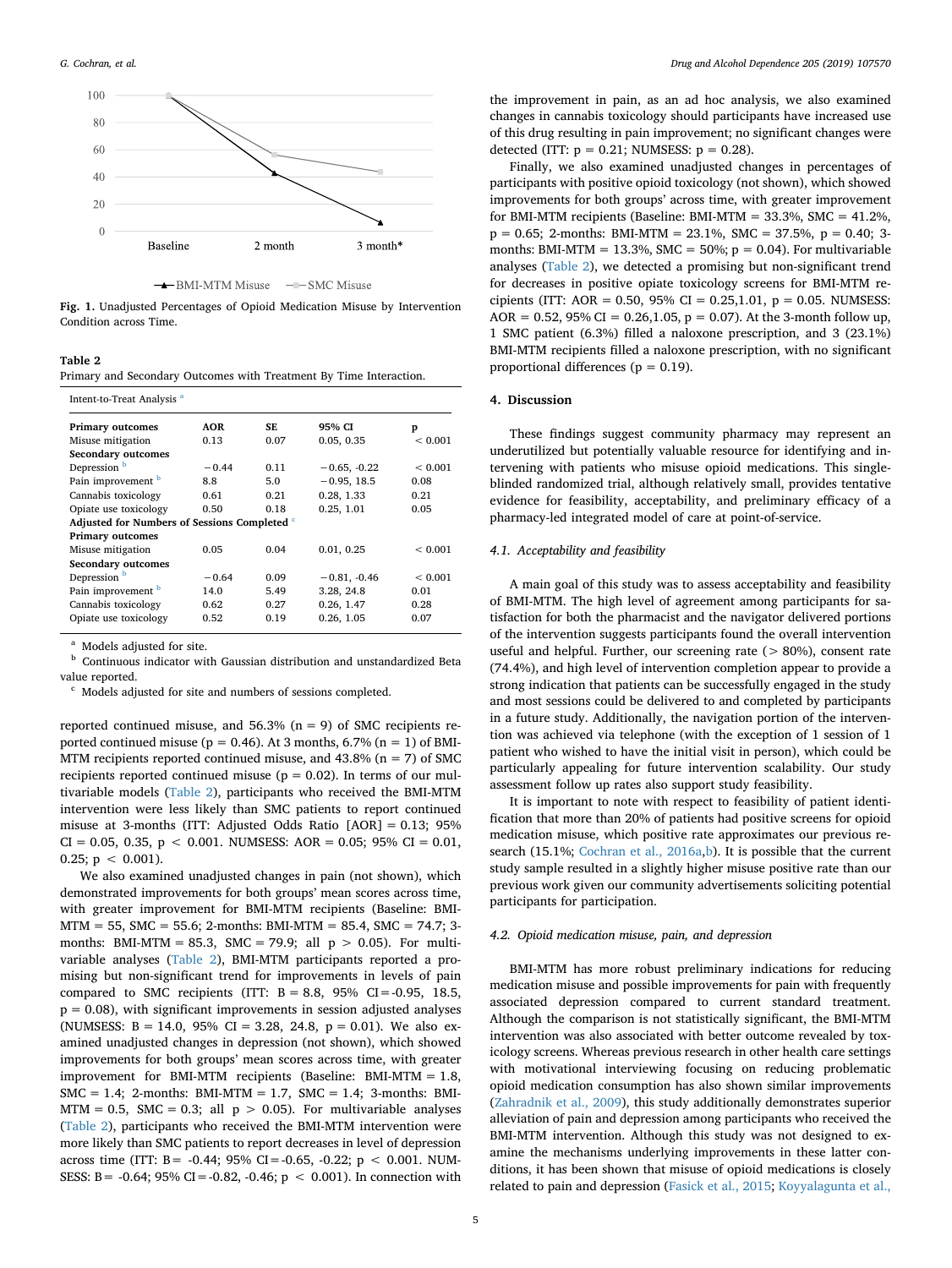Fig. 1. Unadjusted Percentages of Opioid Medication Misuse by Intervention Condition across Time.

Table 2
Primary and Secondary Outcomes with Treatment By Time Interaction.

| Intent-to-Treat Analysis [a] | | | | |
|---|---|---|---|---|
| **Primary outcomes** | **AOR** | **SE** | **95% CI** | **p** |
| Misuse mitigation | 0.13 | 0.07 | 0.05, 0.35 | < 0.001 |
| **Secondary outcomes** | | | | |
| Depression [b] | −0.44 | 0.11 | −0.65, -0.22 | < 0.001 |
| Pain improvement [b] | 8.8 | 5.0 | −0.95, 18.5 | 0.08 |
| Cannabis toxicology | 0.61 | 0.21 | 0.28, 1.33 | 0.21 |
| Opiate use toxicology | 0.50 | 0.18 | 0.25, 1.01 | 0.05 |
| **Adjusted for Numbers of Sessions Completed** [c] | | | | |
| **Primary outcomes** | | | | |
| Misuse mitigation | 0.05 | 0.04 | 0.01, 0.25 | < 0.001 |
| **Secondary outcomes** | | | | |
| Depression [b] | −0.64 | 0.09 | −0.81, -0.46 | < 0.001 |
| Pain improvement [b] | 14.0 | 5.49 | 3.28, 24.8 | 0.01 |
| Cannabis toxicology | 0.62 | 0.27 | 0.26, 1.47 | 0.28 |
| Opiate use toxicology | 0.52 | 0.19 | 0.26, 1.05 | 0.07 |

[a] Models adjusted for site.
[b] Continuous indicator with Gaussian distribution and unstandardized Beta value reported.
[c] Models adjusted for site and numbers of sessions completed.

reported continued misuse, and 56.3% (n = 9) of SMC recipients reported continued misuse (p = 0.46). At 3 months, 6.7% (n = 1) of BMI-MTM recipients reported continued misuse, and 43.8% (n = 7) of SMC recipients reported continued misuse (p = 0.02). In terms of our multivariable models (Table 2), participants who received the BMI-MTM intervention were less likely than SMC patients to report continued misuse at 3-months (ITT: Adjusted Odds Ratio [AOR] = 0.13; 95% CI = 0.05, 0.35, $p < 0.001$. NUMSESS: AOR = 0.05; 95% CI = 0.01, 0.25; $p < 0.001$).

We also examined unadjusted changes in pain (not shown), which demonstrated improvements for both groups' mean scores across time, with greater improvement for BMI-MTM recipients (Baseline: BMI-MTM = 55, SMC = 55.6; 2-months: BMI-MTM = 85.4, SMC = 74.7; 3-months: BMI-MTM = 85.3, SMC = 79.9; all $p > 0.05$). For multivariable analyses (Table 2), BMI-MTM participants reported a promising but non-significant trend for improvements in levels of pain compared to SMC recipients (ITT: B = 8.8, 95% CI = -0.95, 18.5, p = 0.08), with significant improvements in session adjusted analyses (NUMSESS: B = 14.0, 95% CI = 3.28, 24.8, p = 0.01). We also examined unadjusted changes in depression (not shown), which showed improvements for both groups' mean scores across time, with greater improvement for BMI-MTM recipients (Baseline: BMI-MTM = 1.8, SMC = 1.4; 2-months: BMI-MTM = 1.7, SMC = 1.4; 3-months: BMI-MTM = 0.5, SMC = 0.3; all $p > 0.05$). For multivariable analyses (Table 2), participants who received the BMI-MTM intervention were more likely than SMC patients to report decreases in level of depression across time (ITT: B = -0.44; 95% CI = -0.65, -0.22; $p < 0.001$. NUMSESS: B = -0.64; 95% CI = -0.82, -0.46; $p < 0.001$). In connection with the improvement in pain, as an ad hoc analysis, we also examined changes in cannabis toxicology should participants have increased use of this drug resulting in pain improvement; no significant changes were detected (ITT: p = 0.21; NUMSESS: p = 0.28).

Finally, we also examined unadjusted changes in percentages of participants with positive opioid toxicology (not shown), which showed improvements for both groups' across time, with greater improvement for BMI-MTM recipients (Baseline: BMI-MTM = 33.3%, SMC = 41.2%, p = 0.65; 2-months: BMI-MTM = 23.1%, SMC = 37.5%, p = 0.40; 3-months: BMI-MTM = 13.3%, SMC = 50%; p = 0.04). For multivariable analyses (Table 2), we detected a promising but non-significant trend for decreases in positive opiate toxicology screens for BMI-MTM recipients (ITT: AOR = 0.50, 95% CI = 0.25,1.01, p = 0.05. NUMSESS: AOR = 0.52, 95% CI = 0.26,1.05, p = 0.07). At the 3-month follow up, 1 SMC patient (6.3%) filled a naloxone prescription, and 3 (23.1%) BMI-MTM recipients filled a naloxone prescription, with no significant proportional differences (p = 0.19).

## 4. Discussion

These findings suggest community pharmacy may represent an underutilized but potentially valuable resource for identifying and intervening with patients who misuse opioid medications. This single-blinded randomized trial, although relatively small, provides tentative evidence for feasibility, acceptability, and preliminary efficacy of a pharmacy-led integrated model of care at point-of-service.

### 4.1. Acceptability and feasibility

A main goal of this study was to assess acceptability and feasibility of BMI-MTM. The high level of agreement among participants for satisfaction for both the pharmacist and the navigator delivered portions of the intervention suggests participants found the overall intervention useful and helpful. Further, our screening rate (> 80%), consent rate (74.4%), and high level of intervention completion appear to provide a strong indication that patients can be successfully engaged in the study and most sessions could be delivered to and completed by participants in a future study. Additionally, the navigation portion of the intervention was achieved via telephone (with the exception of 1 session of 1 patient who wished to have the initial visit in person), which could be particularly appealing for future intervention scalability. Our study assessment follow up rates also support study feasibility.

It is important to note with respect to feasibility of patient identification that more than 20% of patients had positive screens for opioid medication misuse, which positive rate approximates our previous research (15.1%; Cochran et al., 2016a,b). It is possible that the current study sample resulted in a slightly higher misuse positive rate than our previous work given our community advertisements soliciting potential participants for participation.

### 4.2. Opioid medication misuse, pain, and depression

BMI-MTM has more robust preliminary indications for reducing medication misuse and possible improvements for pain with frequently associated depression compared to current standard treatment. Although the comparison is not statistically significant, the BMI-MTM intervention was also associated with better outcome revealed by toxicology screens. Whereas previous research in other health care settings with motivational interviewing focusing on reducing problematic opioid medication consumption has also shown similar improvements (Zahradnik et al., 2009), this study additionally demonstrates superior alleviation of pain and depression among participants who received the BMI-MTM intervention. Although this study was not designed to examine the mechanisms underlying improvements in these latter conditions, it has been shown that misuse of opioid medications is closely related to pain and depression (Fasick et al., 2015; Koyyalagunta et al.,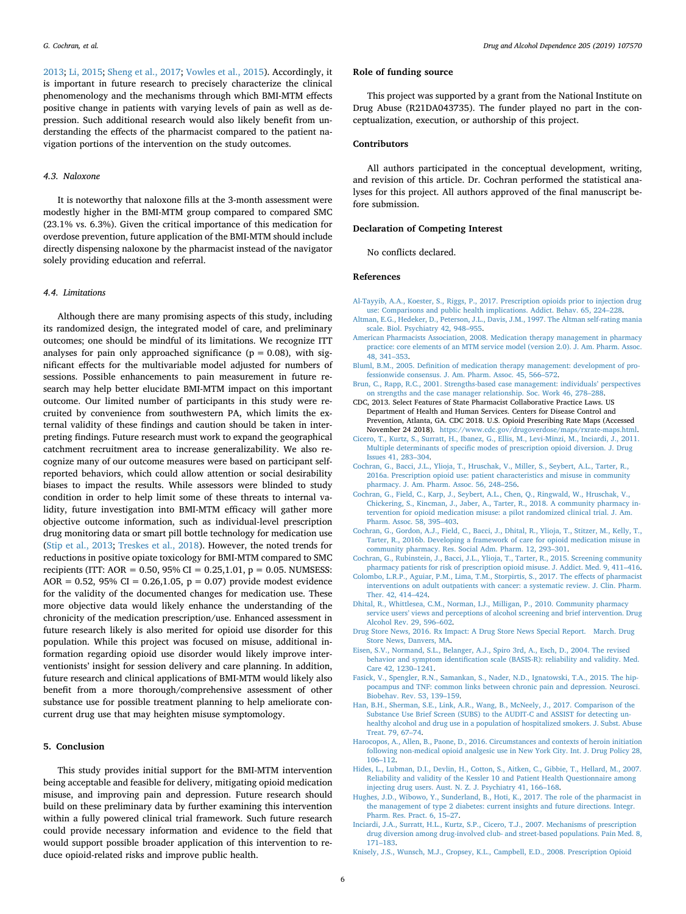2013; Li, 2015; Sheng et al., 2017; Vowles et al., 2015). Accordingly, it is important in future research to precisely characterize the clinical phenomenology and the mechanisms through which BMI-MTM effects positive change in patients with varying levels of pain as well as depression. Such additional research would also likely benefit from understanding the effects of the pharmacist compared to the patient navigation portions of the intervention on the study outcomes.

### 4.3. Naloxone

It is noteworthy that naloxone fills at the 3-month assessment were modestly higher in the BMI-MTM group compared to compared SMC (23.1% vs. 6.3%). Given the critical importance of this medication for overdose prevention, future application of the BMI-MTM should include directly dispensing naloxone by the pharmacist instead of the navigator solely providing education and referral.

### 4.4. Limitations

Although there are many promising aspects of this study, including its randomized design, the integrated model of care, and preliminary outcomes; one should be mindful of its limitations. We recognize ITT analyses for pain only approached significance ($p = 0.08$), with significant effects for the multivariable model adjusted for numbers of sessions. Possible enhancements to pain measurement in future research may help better elucidate BMI-MTM impact on this important outcome. Our limited number of participants in this study were recruited by convenience from southwestern PA, which limits the external validity of these findings and caution should be taken in interpreting findings. Future research must work to expand the geographical catchment recruitment area to increase generalizability. We also recognize many of our outcome measures were based on participant self-reported behaviors, which could allow attention or social desirability biases to impact the results. While assessors were blinded to study condition in order to help limit some of these threats to internal validity, future investigation into BMI-MTM efficacy will gather more objective outcome information, such as individual-level prescription drug monitoring data or smart pill bottle technology for medication use (Stip et al., 2013; Treskes et al., 2018). However, the noted trends for reductions in positive opiate toxicology for BMI-MTM compared to SMC recipients (ITT: AOR = 0.50, 95% CI = 0.25,1.01, $p = 0.05$. NUMSESS: AOR = 0.52, 95% CI = 0.26,1.05, $p = 0.07$) provide modest evidence for the validity of the documented changes for medication use. These more objective data would likely enhance the understanding of the chronicity of the medication prescription/use. Enhanced assessment in future research likely is also merited for opioid use disorder for this population. While this project was focused on misuse, additional information regarding opioid use disorder would likely improve interventionists' insight for session delivery and care planning. In addition, future research and clinical applications of BMI-MTM would likely also benefit from a more thorough/comprehensive assessment of other substance use for possible treatment planning to help ameliorate concurrent drug use that may heighten misuse symptomology.

## 5. Conclusion

This study provides initial support for the BMI-MTM intervention being acceptable and feasible for delivery, mitigating opioid medication misuse, and improving pain and depression. Future research should build on these preliminary data by further examining this intervention within a fully powered clinical trial framework. Such future research could provide necessary information and evidence to the field that would support possible broader application of this intervention to reduce opioid-related risks and improve public health.

## Role of funding source

This project was supported by a grant from the National Institute on Drug Abuse (R21DA043735). The funder played no part in the conceptualization, execution, or authorship of this project.

## Contributors

All authors participated in the conceptual development, writing, and revision of this article. Dr. Cochran performed the statistical analyses for this project. All authors approved of the final manuscript before submission.

## Declaration of Competing Interest

No conflicts declared.

## References

Al-Tayyib, A.A., Koester, S., Riggs, P., 2017. Prescription opioids prior to injection drug use: Comparisons and public health implications. Addict. Behav. 65, 224–228.

Altman, E.G., Hedeker, D., Peterson, J.L., Davis, J.M., 1997. The Altman self-rating mania scale. Biol. Psychiatry 42, 948–955.

American Pharmacists Association, 2008. Medication therapy management in pharmacy practice: core elements of an MTM service model (version 2.0). J. Am. Pharm. Assoc. 48, 341–353.

Bluml, B.M., 2005. Definition of medication therapy management: development of professionwide consensus. J. Am. Pharm. Assoc. 45, 566–572.

Brun, C., Rapp, R.C., 2001. Strengths-based case management: individuals' perspectives on strengths and the case manager relationship. Soc. Work 46, 278–288.

CDC, 2013. Select Features of State Pharmacist Collaborative Practice Laws. US Department of Health and Human Services. Centers for Disease Control and Prevention, Atlanta, GA. CDC 2018. U.S. Opioid Prescribing Rate Maps (Accessed November 24 2018). https://www.cdc.gov/drugoverdose/maps/rxrate-maps.html.

Cicero, T., Kurtz, S., Surratt, H., Ibanez, G., Ellis, M., Levi-Minzi, M., Inciardi, J., 2011. Multiple determinants of specific modes of prescription opioid diversion. J. Drug Issues 41, 283–304.

Cochran, G., Bacci, J.L., Ylioja, T., Hruschak, V., Miller, S., Seybert, A.L., Tarter, R., 2016a. Prescription opioid use: patient characteristics and misuse in community pharmacy. J. Am. Pharm. Assoc. 56, 248–256.

Cochran, G., Field, C., Karp, J., Seybert, A.L., Chen, Q., Ringwald, W., Hruschak, V., Chickering, S., Kincman, J., Jaber, A., Tarter, R., 2018. A community pharmacy intervention for opioid medication misuse: a pilot randomized clinical trial. J. Am. Pharm. Assoc. 58, 395–403.

Cochran, G., Gordon, A.J., Field, C., Bacci, J., Dhital, R., Ylioja, T., Stitzer, M., Kelly, T., Tarter, R., 2016b. Developing a framework of care for opioid medication misuse in community pharmacy. Res. Social Adm. Pharm. 12, 293–301.

Cochran, G., Rubinstein, J., Bacci, J.L., Ylioja, T., Tarter, R., 2015. Screening community pharmacy patients for risk of prescription opioid misuse. J. Addict. Med. 9, 411–416.

Colombo, L.R.P., Aguiar, P.M., Lima, T.M., Storpirtis, S., 2017. The effects of pharmacist interventions on adult outpatients with cancer: a systematic review. J. Clin. Pharm. Ther. 42, 414–424.

Dhital, R., Whittlesea, C.M., Norman, I.J., Milligan, P., 2010. Community pharmacy service users' views and perceptions of alcohol screening and brief intervention. Drug Alcohol Rev. 29, 596–602.

Drug Store News, 2016. Rx Impact: A Drug Store News Special Report. March. Drug Store News, Danvers, MA.

Eisen, S.V., Normand, S.L., Belanger, A.J., Spiro 3rd, A., Esch, D., 2004. The revised behavior and symptom identification scale (BASIS-R): reliability and validity. Med. Care 42, 1230–1241.

Fasick, V., Spengler, R.N., Samankan, S., Nader, N.D., Ignatowski, T.A., 2015. The hippocampus and TNF: common links between chronic pain and depression. Neurosci. Biobehav. Rev. 53, 139–159.

Han, B.H., Sherman, S.E., Link, A.R., Wang, B., McNeely, J., 2017. Comparison of the Substance Use Brief Screen (SUBS) to the AUDIT-C and ASSIST for detecting unhealthy alcohol and drug use in a population of hospitalized smokers. J. Subst. Abuse Treat. 79, 67–74.

Harocopos, A., Allen, B., Paone, D., 2016. Circumstances and contexts of heroin initiation following non-medical opioid analgesic use in New York City. Int. J. Drug Policy 28, 106–112.

Hides, L., Lubman, D.I., Devlin, H., Cotton, S., Aitken, C., Gibbie, T., Hellard, M., 2007. Reliability and validity of the Kessler 10 and Patient Health Questionnaire among injecting drug users. Aust. N. Z. J. Psychiatry 41, 166–168.

Hughes, J.D., Wibowo, Y., Sunderland, B., Hoti, K., 2017. The role of the pharmacist in the management of type 2 diabetes: current insights and future directions. Integr. Pharm. Res. Pract. 6, 15–27.

Inciardi, J.A., Surratt, H.L., Kurtz, S.P., Cicero, T.J., 2007. Mechanisms of prescription drug diversion among drug-involved club- and street-based populations. Pain Med. 8, 171–183.

Knisely, J.S., Wunsch, M.J., Cropsey, K.L., Campbell, E.D., 2008. Prescription Opioid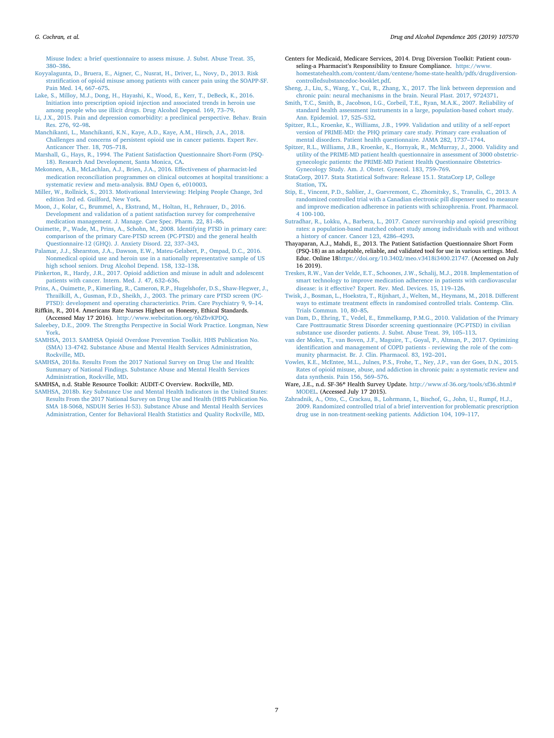Misuse Index: a brief questionnaire to assess misuse. J. Subst. Abuse Treat. 35, 380–386.

Koyyalagunta, D., Bruera, E., Aigner, C., Nusrat, H., Driver, L., Novy, D., 2013. Risk stratification of opioid misuse among patients with cancer pain using the SOAPP-SF. Pain Med. 14, 667–675.

Lake, S., Milloy, M.J., Dong, H., Hayashi, K., Wood, E., Kerr, T., DeBeck, K., 2016. Initiation into prescription opioid injection and associated trends in heroin use among people who use illicit drugs. Drug Alcohol Depend. 169, 73–79.

Li, J.X., 2015. Pain and depression comorbidity: a preclinical perspective. Behav. Brain Res. 276, 92–98.

Manchikanti, L., Manchikanti, K.N., Kaye, A.D., Kaye, A.M., Hirsch, J.A., 2018. Challenges and concerns of persistent opioid use in cancer patients. Expert Rev. Anticancer Ther. 18, 705–718.

Marshall, G., Hays, R., 1994. The Patient Satisfaction Questionnaire Short-Form (PSQ-18). Research And Development, Santa Monica, CA.

Mekonnen, A.B., McLachlan, A.J., Brien, J.A., 2016. Effectiveness of pharmacist-led medication reconciliation programmes on clinical outcomes at hospital transitions: a systematic review and meta-analysis. BMJ Open 6, e010003.

Miller, W., Rollnick, S., 2013. Motivational Interviewing: Helping People Change, 3rd edition 3rd ed. Guilford, New York.

Moon, J., Kolar, C., Brummel, A., Ekstrand, M., Holtan, H., Rehrauer, D., 2016. Development and validation of a patient satisfaction survey for comprehensive medication management. J. Manage. Care Spec. Pharm. 22, 81–86.

Ouimette, P., Wade, M., Prins, A., Schohn, M., 2008. Identifying PTSD in primary care: comparison of the primary Care-PTSD screen (PC-PTSD) and the general health Questionnaire-12 (GHQ). J. Anxiety Disord. 22, 337–343.

Palamar, J.J., Shearston, J.A., Dawson, E.W., Mateu-Gelabert, P., Ompad, D.C., 2016. Nonmedical opioid use and heroin use in a nationally representative sample of US high school seniors. Drug Alcohol Depend. 158, 132–138.

Pinkerton, R., Hardy, J.R., 2017. Opioid addiction and misuse in adult and adolescent patients with cancer. Intern. Med. J. 47, 632–636.

Prins, A., Ouimette, P., Kimerling, R., Cameron, R.P., Hugelshofer, D.S., Shaw-Hegwer, J., Thrailkill, A., Gusman, F.D., Sheikh, J., 2003. The primary care PTSD screen (PC-PTSD): development and operating characteristics. Prim. Care Psychiatry 9, 9–14.

Riffkin, R., 2014. Americans Rate Nurses Highest on Honesty, Ethical Standards. (Accessed May 17 2016). http://www.webcitation.org/6hZbvKPDQ.

Saleebey, D.E., 2009. The Strengths Perspective in Social Work Practice. Longman, New York.

SAMHSA, 2013. SAMHSA Opioid Overdose Prevention Toolkit. HHS Publication No. (SMA) 13-4742. Substance Abuse and Mental Health Services Administration, Rockville, MD.

SAMHSA, 2018a. Results From the 2017 National Survey on Drug Use and Health: Summary of National Findings. Substance Abuse and Mental Health Services Administration, Rockville, MD.

SAMHSA, n.d. Stable Resource Toolkit: AUDIT-C Overview. Rockville, MD.

SAMHSA, 2018b. Key Substance Use and Mental Health Indicators in the United States: Results From the 2017 National Survey on Drug Use and Health (HHS Publication No. SMA 18-5068, NSDUH Series H-53). Substance Abuse and Mental Health Services Administration, Center for Behavioral Health Statistics and Quality Rockville, MD.

Centers for Medicaid, Medicare Services, 2014. Drug Diversion Toolkit: Patient counseling-a Pharmacist's Responsibility to Ensure Compliance. https://www.homestatehealth.com/content/dam/centene/home-state-health/pdfs/drugdiversion-controlledsubstancedoc-booklet.pdf.

Sheng, J., Liu, S., Wang, Y., Cui, R., Zhang, X., 2017. The link between depression and chronic pain: neural mechanisms in the brain. Neural Plast. 2017, 9724371.

Smith, T.C., Smith, B., Jacobson, I.G., Corbeil, T.E., Ryan, M.A.K., 2007. Reliability of standard health assessment instruments in a large, population-based cohort study. Ann. Epidemiol. 17, 525–532.

Spitzer, R.L., Kroenke, K., Williams, J.B., 1999. Validation and utility of a self-report version of PRIME-MD: the PHQ primary care study. Primary care evaluation of mental disorders. Patient health questionnaire. JAMA 282, 1737–1744.

Spitzer, R.L., Williams, J.B., Kroenke, K., Hornyak, R., McMurray, J., 2000. Validity and utility of the PRIME-MD patient health questionnaire in assessment of 3000 obstetric-gynecologic patients: the PRIME-MD Patient Health Questionnaire Obstetrics-Gynecology Study. Am. J. Obstet. Gynecol. 183, 759–769.

StataCorp, 2017. Stata Statistical Software: Release 15.1. StataCorp LP, College Station, TX.

Stip, E., Vincent, P.D., Sablier, J., Guevremont, C., Zhornitsky, S., Tranulis, C., 2013. A randomized controlled trial with a Canadian electronic pill dispenser used to measure and improve medication adherence in patients with schizophrenia. Front. Pharmacol. 4 100-100.

Sutradhar, R., Lokku, A., Barbera, L., 2017. Cancer survivorship and opioid prescribing rates: a population-based matched cohort study among individuals with and without a history of cancer. Cancer 123, 4286–4293.

Thayaparan, A.J., Mahdi, E., 2013. The Patient Satisfaction Questionnaire Short Form (PSQ-18) as an adaptable, reliable, and validated tool for use in various settings. Med. Educ. Online 18https://doi.org/10.3402/meo.v3418i3400.21747. (Accessed on July 16 2019).

Treskes, R.W., Van der Velde, E.T., Schoones, J.W., Schalij, M.J., 2018. Implementation of smart technology to improve medication adherence in patients with cardiovascular disease: is it effective? Expert. Rev. Med. Devices. 15, 119–126.

Twisk, J., Bosman, L., Hoekstra, T., Rijnhart, J., Welten, M., Heymans, M., 2018. Different ways to estimate treatment effects in randomised controlled trials. Contemp. Clin. Trials Commun. 10, 80–85.

van Dam, D., Ehring, T., Vedel, E., Emmelkamp, P.M.G., 2010. Validation of the Primary Care Posttraumatic Stress Disorder screening questionnaire (PC-PTSD) in civilian substance use disorder patients. J. Subst. Abuse Treat. 39, 105–113.

van der Molen, T., van Boven, J.F., Maguire, T., Goyal, P., Altman, P., 2017. Optimizing identification and management of COPD patients - reviewing the role of the community pharmacist. Br. J. Clin. Pharmacol. 83, 192–201.

Vowles, K.E., McEntee, M.L., Julnes, P.S., Frohe, T., Ney, J.P., van der Goes, D.N., 2015. Rates of opioid misuse, abuse, and addiction in chronic pain: a systematic review and data synthesis. Pain 156, 569–576.

Ware, J.E., n.d. SF-36® Health Survey Update. http://www.sf-36.org/tools/sf36.shtml#MODEL. (Accessed July 17 2015).

Zahradnik, A., Otto, C., Crackau, B., Lohrmann, I., Bischof, G., John, U., Rumpf, H.J., 2009. Randomized controlled trial of a brief intervention for problematic prescription drug use in non-treatment-seeking patients. Addiction 104, 109–117.